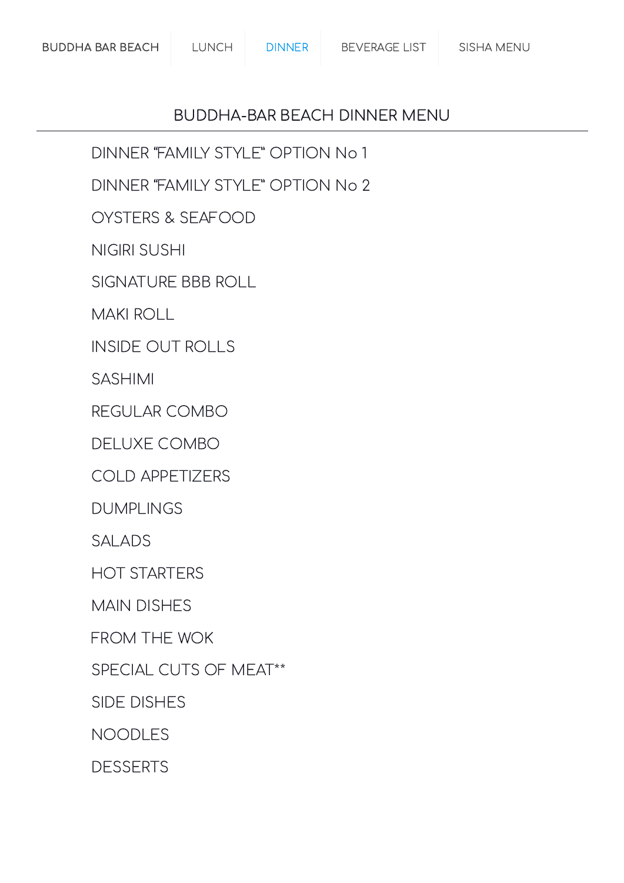BUDDHA BAR BEACH | LUNCH | DINNER | BEVERAGE LIST | SISHA MENU

# BUDDHA-BAR BEACH DINNER MENU

DINNER "FAMILY STYLE" OPTION No 1

DINNER "FAMILY STYLE" OPTION No 2

OYSTERS & SEAFOOD

NIGIRI SUSHI

SIGNATURE BBB ROLL

MAKI ROLL

INSIDE OUT ROLLS

SASHIMI

REGULAR COMBO

DELUXE COMBO

COLD APPETIZERS

DUMPLINGS

SALADS

HOT STARTERS

MAIN DISHES

FROM THE WOK

SPECIAL CUTS OF MEAT**

SIDE DISHES

NOODLES

DESSERTS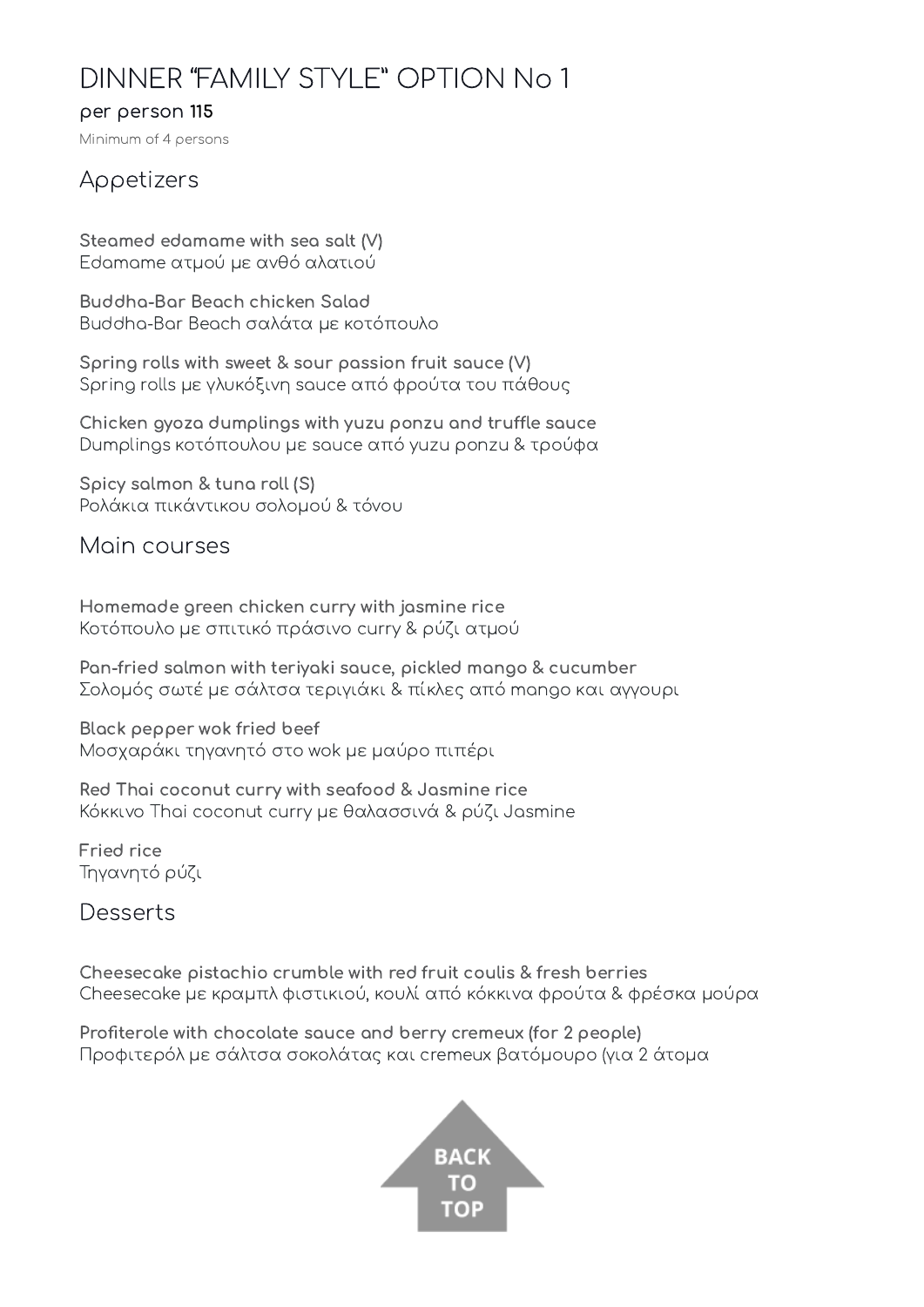# DINNER "FAMILY STYLE" OPTION No 1

**per person 115**

Minimum of 4 persons

## Appetizers

**Steamed edamame with sea salt (V)**
Edamame ατμού με ανθό αλατιού

**Buddha-Bar Beach chicken Salad**
Buddha-Bar Beach σαλάτα με κοτόπουλο

**Spring rolls with sweet & sour passion fruit sauce (V)**
Spring rolls με γλυκόξινη sauce από φρούτα του πάθους

**Chicken gyoza dumplings with yuzu ponzu and truffle sauce**
Dumplings κοτόπουλου με sauce από yuzu ponzu & τρούφα

**Spicy salmon & tuna roll (S)**
Ρολάκια πικάντικου σολομού & τόνου

## Main courses

**Homemade green chicken curry with jasmine rice**
Κοτόπουλο με σπιτικό πράσινο curry & ρύζι ατμού

**Pan-fried salmon with teriyaki sauce, pickled mango & cucumber**
Σολομός σωτέ με σάλτσα τεριγιάκι & πίκλες από mango και αγγουρι

**Black pepper wok fried beef**
Μοσχαράκι τηγανητό στο wok με μαύρο πιπέρι

**Red Thai coconut curry with seafood & Jasmine rice**
Κόκκινο Thai coconut curry με θαλασσινά & ρύζι Jasmine

**Fried rice**
Τηγανητό ρύζι

## Desserts

**Cheesecake pistachio crumble with red fruit coulis & fresh berries**
Cheesecake με κραμπλ φιστικιού, κουλί από κόκκινα φρούτα & φρέσκα μούρα

**Profiterole with chocolate sauce and berry cremeux (for 2 people)**
Προφιτερόλ με σάλτσα σοκολάτας και cremeux βατόμουρο (για 2 άτομα

BACK TO TOP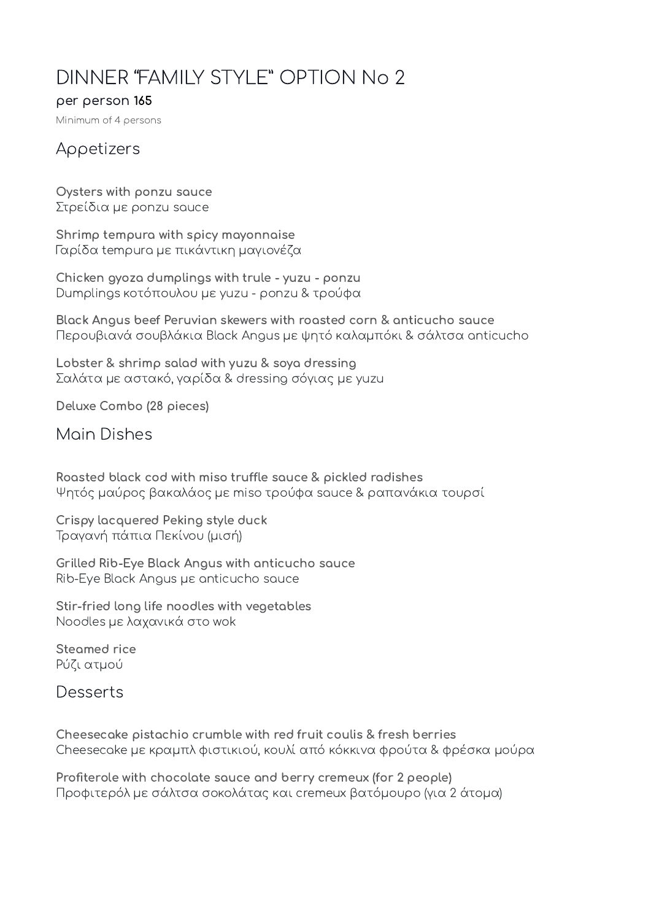# DINNER "FAMILY STYLE" OPTION No 2

**per person 165**

Minimum of 4 persons

## Appetizers

**Oysters with ponzu sauce**
Στρείδια με ponzu sauce

**Shrimp tempura with spicy mayonnaise**
Γαρίδα tempura με πικάντικη μαγιονέζα

**Chicken gyoza dumplings with trule - yuzu - ponzu**
Dumplings κοτόπουλου με yuzu - ponzu & τρούφα

**Black Angus beef Peruvian skewers with roasted corn & anticucho sauce**
Περουβιανά σουβλάκια Black Angus με ψητό καλαμπόκι & σάλτσα anticucho

**Lobster & shrimp salad with yuzu & soya dressing**
Σαλάτα με αστακό, γαρίδα & dressing σόγιας με yuzu

**Deluxe Combo (28 pieces)**

## Main Dishes

**Roasted black cod with miso truffle sauce & pickled radishes**
Ψητός μαύρος βακαλάος με miso τρούφα sauce & ραπανάκια τουρσί

**Crispy lacquered Peking style duck**
Τραγανή πάπια Πεκίνου (μισή)

**Grilled Rib-Eye Black Angus with anticucho sauce**
Rib-Eye Black Angus με anticucho sauce

**Stir-fried long life noodles with vegetables**
Noodles με λαχανικά στο wok

**Steamed rice**
Ρύζι ατμού

## Desserts

**Cheesecake pistachio crumble with red fruit coulis & fresh berries**
Cheesecake με κραμπλ φιστικιού, κουλί από κόκκινα φρούτα & φρέσκα μούρα

**Profiterole with chocolate sauce and berry cremeux (for 2 people)**
Προφιτερόλ με σάλτσα σοκολάτας και cremeux βατόμουρο (για 2 άτομα)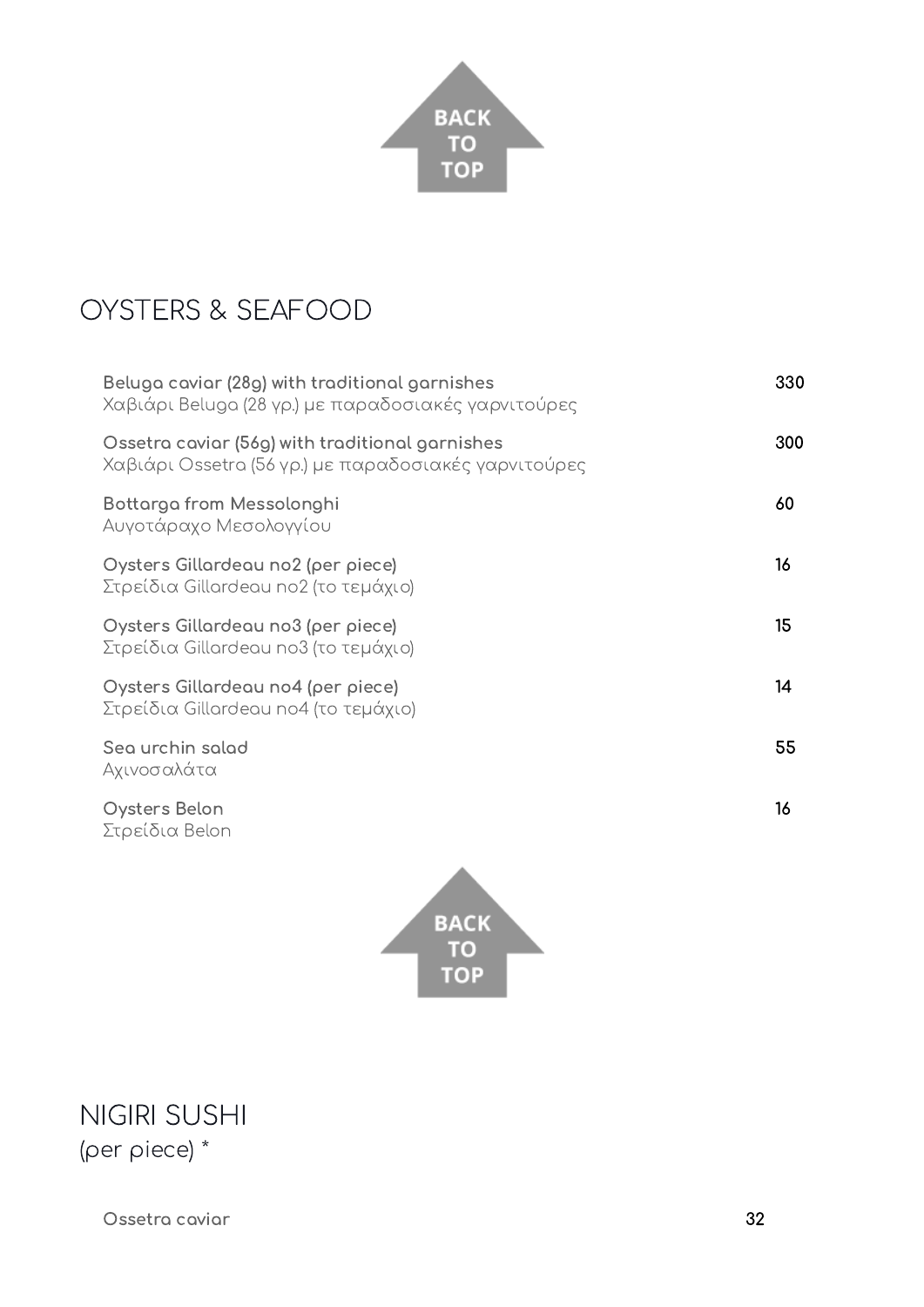BACK TO TOP

## OYSTERS & SEAFOOD

| Item | Price |
| --- | --- |
| **Beluga caviar (28g) with traditional garnishes**<br>Χαβιάρι Beluga (28 γρ.) με παραδοσιακές γαρνιτούρες | 330 |
| **Ossetra caviar (56g) with traditional garnishes**<br>Χαβιάρι Ossetra (56 γρ.) με παραδοσιακές γαρνιτούρες | 300 |
| **Bottarga from Messolonghi**<br>Αυγοτάραχο Μεσολογγίου | 60 |
| **Oysters Gillardeau no2 (per piece)**<br>Στρείδια Gillardeau no2 (το τεμάχιο) | 16 |
| **Oysters Gillardeau no3 (per piece)**<br>Στρείδια Gillardeau no3 (το τεμάχιο) | 15 |
| **Oysters Gillardeau no4 (per piece)**<br>Στρείδια Gillardeau no4 (το τεμάχιο) | 14 |
| **Sea urchin salad**<br>Αχινοσαλάτα | 55 |
| **Oysters Belon**<br>Στρείδια Belon | 16 |

BACK TO TOP

## NIGIRI SUSHI
(per piece) *

| Item | Price |
| --- | --- |
| **Ossetra caviar** | 32 |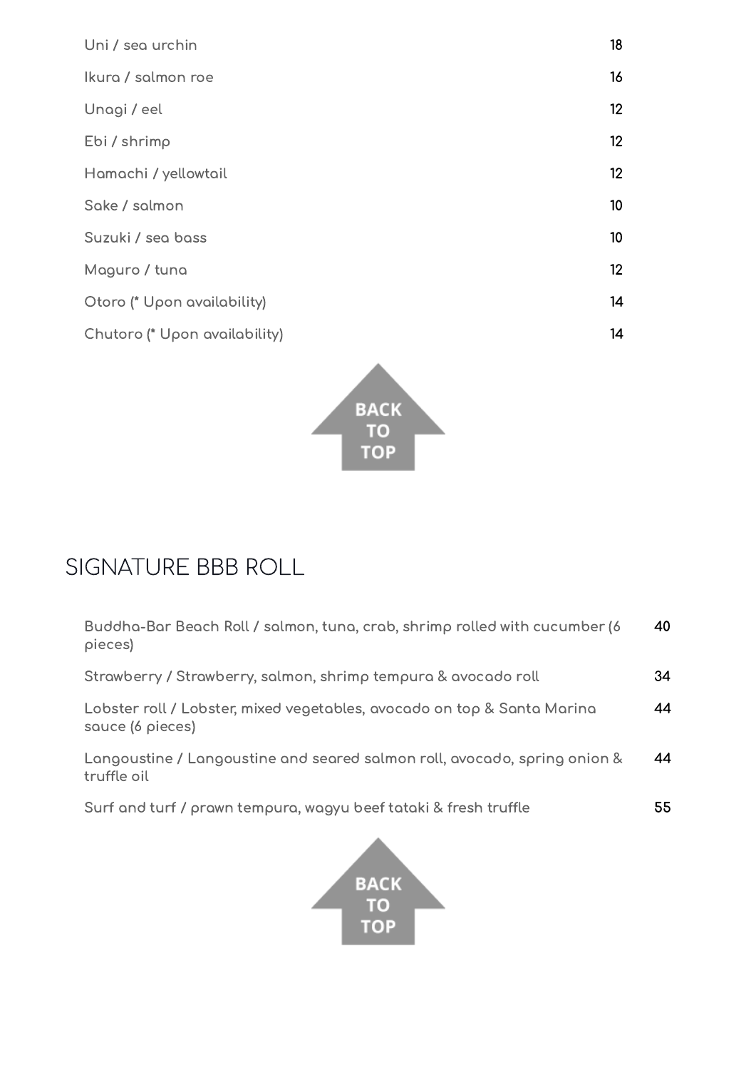| | |
|---|---|
| Uni / sea urchin | 18 |
| Ikura / salmon roe | 16 |
| Unagi / eel | 12 |
| Ebi / shrimp | 12 |
| Hamachi / yellowtail | 12 |
| Sake / salmon | 10 |
| Suzuki / sea bass | 10 |
| Maguro / tuna | 12 |
| Otoro (* Upon availability) | 14 |
| Chutoro (* Upon availability) | 14 |

BACK TO TOP

## SIGNATURE BBB ROLL

| | |
|---|---|
| Buddha-Bar Beach Roll / salmon, tuna, crab, shrimp rolled with cucumber (6 pieces) | 40 |
| Strawberry / Strawberry, salmon, shrimp tempura & avocado roll | 34 |
| Lobster roll / Lobster, mixed vegetables, avocado on top & Santa Marina sauce (6 pieces) | 44 |
| Langoustine / Langoustine and seared salmon roll, avocado, spring onion & truffle oil | 44 |
| Surf and turf / prawn tempura, wagyu beef tataki & fresh truffle | 55 |

BACK TO TOP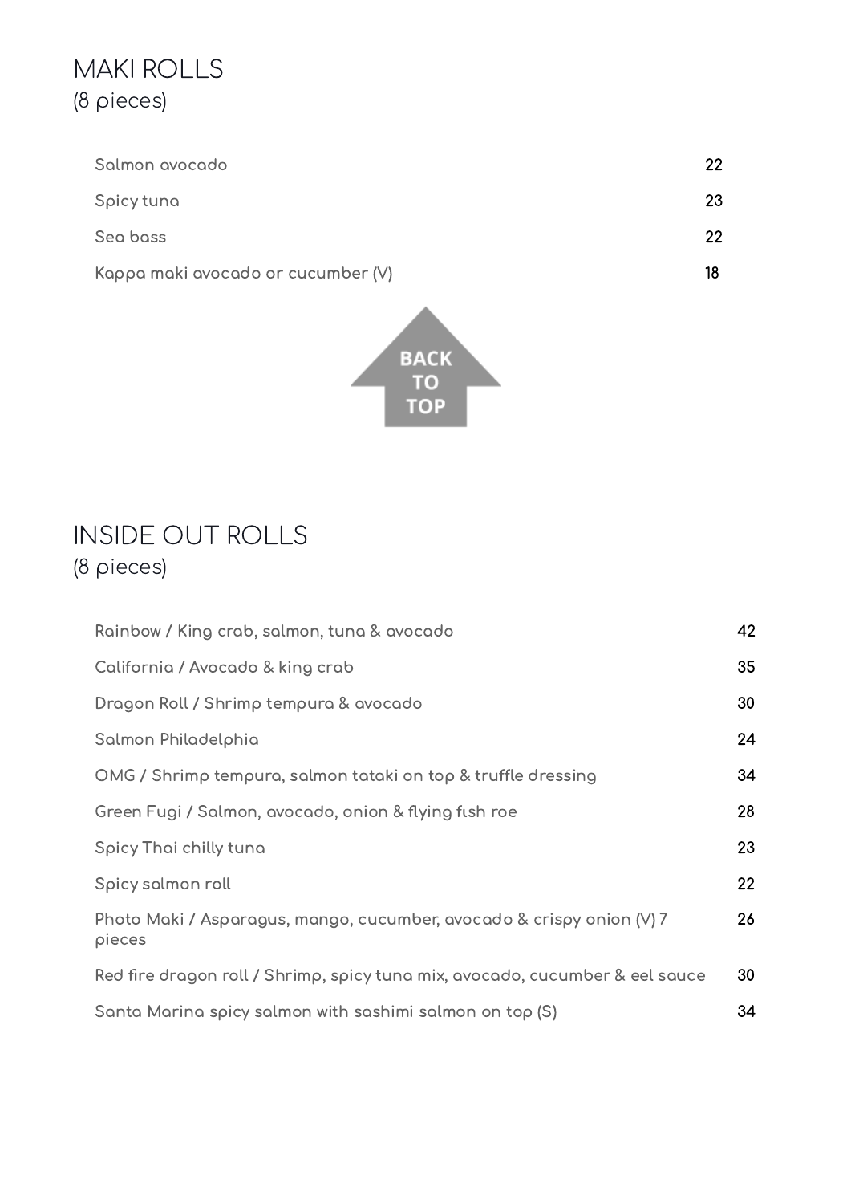## MAKI ROLLS
(8 pieces)

| Item | Price |
|---|---|
| Salmon avocado | 22 |
| Spicy tuna | 23 |
| Sea bass | 22 |
| Kappa maki avocado or cucumber (V) | 18 |

BACK TO TOP

## INSIDE OUT ROLLS
(8 pieces)

| Item | Price |
|---|---|
| Rainbow / King crab, salmon, tuna & avocado | 42 |
| California / Avocado & king crab | 35 |
| Dragon Roll / Shrimp tempura & avocado | 30 |
| Salmon Philadelphia | 24 |
| OMG / Shrimp tempura, salmon tataki on top & truffle dressing | 34 |
| Green Fugi / Salmon, avocado, onion & flying fish roe | 28 |
| Spicy Thai chilly tuna | 23 |
| Spicy salmon roll | 22 |
| Photo Maki / Asparagus, mango, cucumber, avocado & crispy onion (V) 7 pieces | 26 |
| Red fire dragon roll / Shrimp, spicy tuna mix, avocado, cucumber & eel sauce | 30 |
| Santa Marina spicy salmon with sashimi salmon on top (S) | 34 |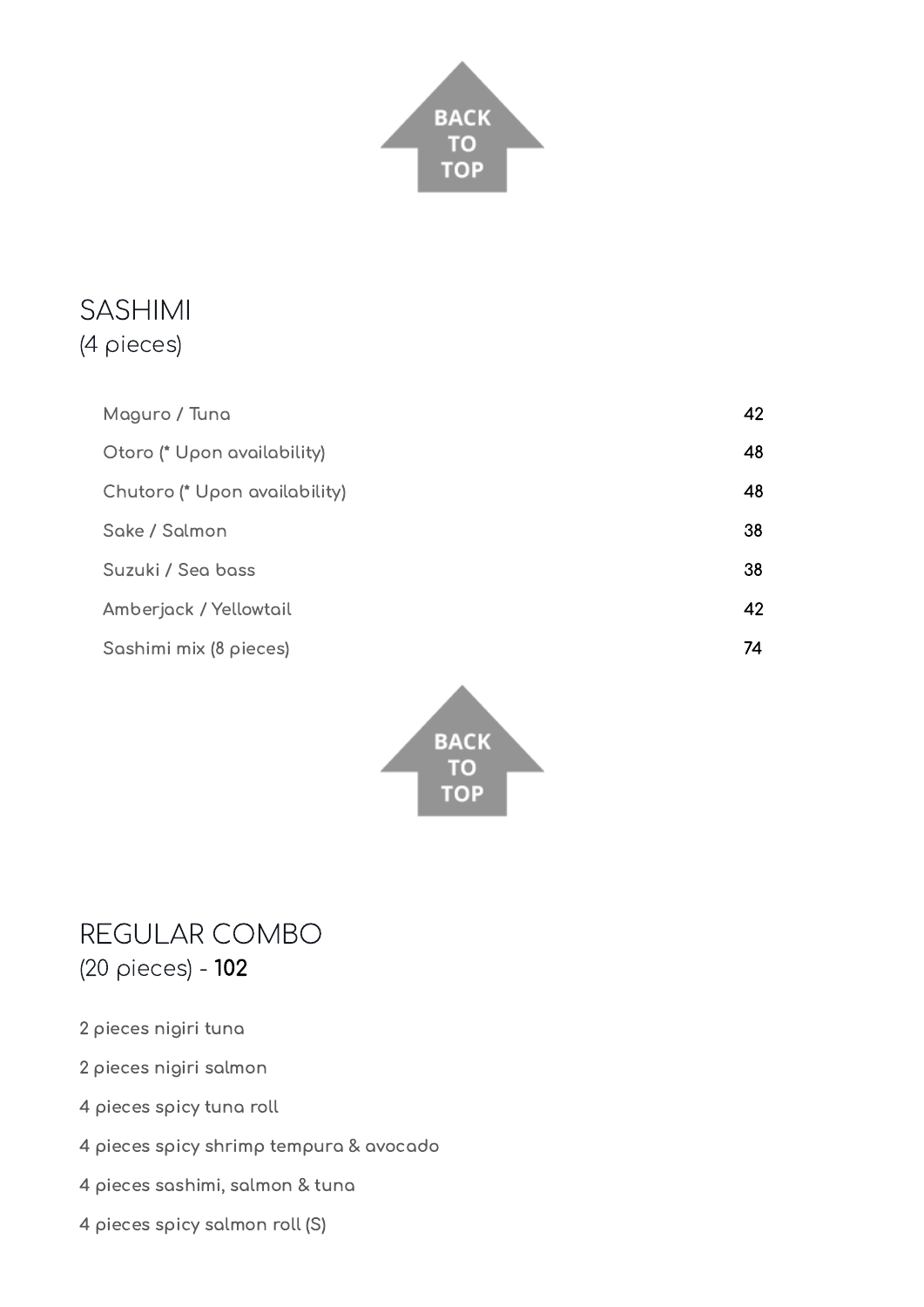## SASHIMI
(4 pieces)

| Item | Price |
| --- | --- |
| Maguro / Tuna | 42 |
| Otoro (* Upon availability) | 48 |
| Chutoro (* Upon availability) | 48 |
| Sake / Salmon | 38 |
| Suzuki / Sea bass | 38 |
| Amberjack / Yellowtail | 42 |
| Sashimi mix (8 pieces) | 74 |

## REGULAR COMBO
(20 pieces) - **102**

2 pieces nigiri tuna

2 pieces nigiri salmon

4 pieces spicy tuna roll

4 pieces spicy shrimp tempura & avocado

4 pieces sashimi, salmon & tuna

4 pieces spicy salmon roll (S)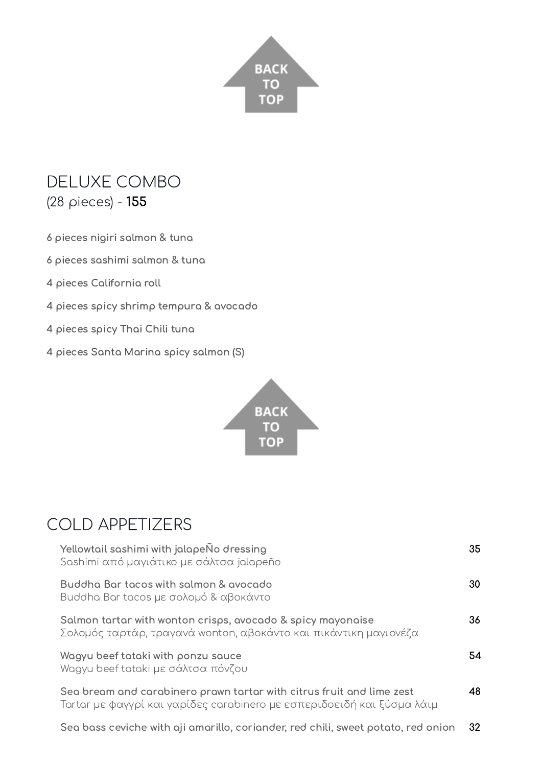## DELUXE COMBO

(28 pieces) - **155**

**6 pieces nigiri salmon & tuna**

**6 pieces sashimi salmon & tuna**

**4 pieces California roll**

**4 pieces spicy shrimp tempura & avocado**

**4 pieces spicy Thai Chili tuna**

**4 pieces Santa Marina spicy salmon (S)**

## COLD APPETIZERS

| | |
|---|---|
| **Yellowtail sashimi with jalapeÑo dressing**<br>Sashimi από μαγιάτικο με σάλτσα jalapeño | 35 |
| **Buddha Bar tacos with salmon & avocado**<br>Buddha Bar tacos με σολομό & αβοκάντο | 30 |
| **Salmon tartar with wonton crisps, avocado & spicy mayonaise**<br>Σολομός ταρτάρ, τραγανά wonton, αβοκάντο και πικάντικη μαγιονέζα | 36 |
| **Wagyu beef tataki with ponzu sauce**<br>Wagyu beef tataki με σάλτσα πόνζου | 54 |
| **Sea bream and carabinero prawn tartar with citrus fruit and lime zest**<br>Tartar με φαγγρί και γαρίδες carabinero με εσπεριδοειδή και ξύσμα λάιμ | 48 |
| **Sea bass ceviche with aji amarillo, coriander, red chili, sweet potato, red onion** | 32 |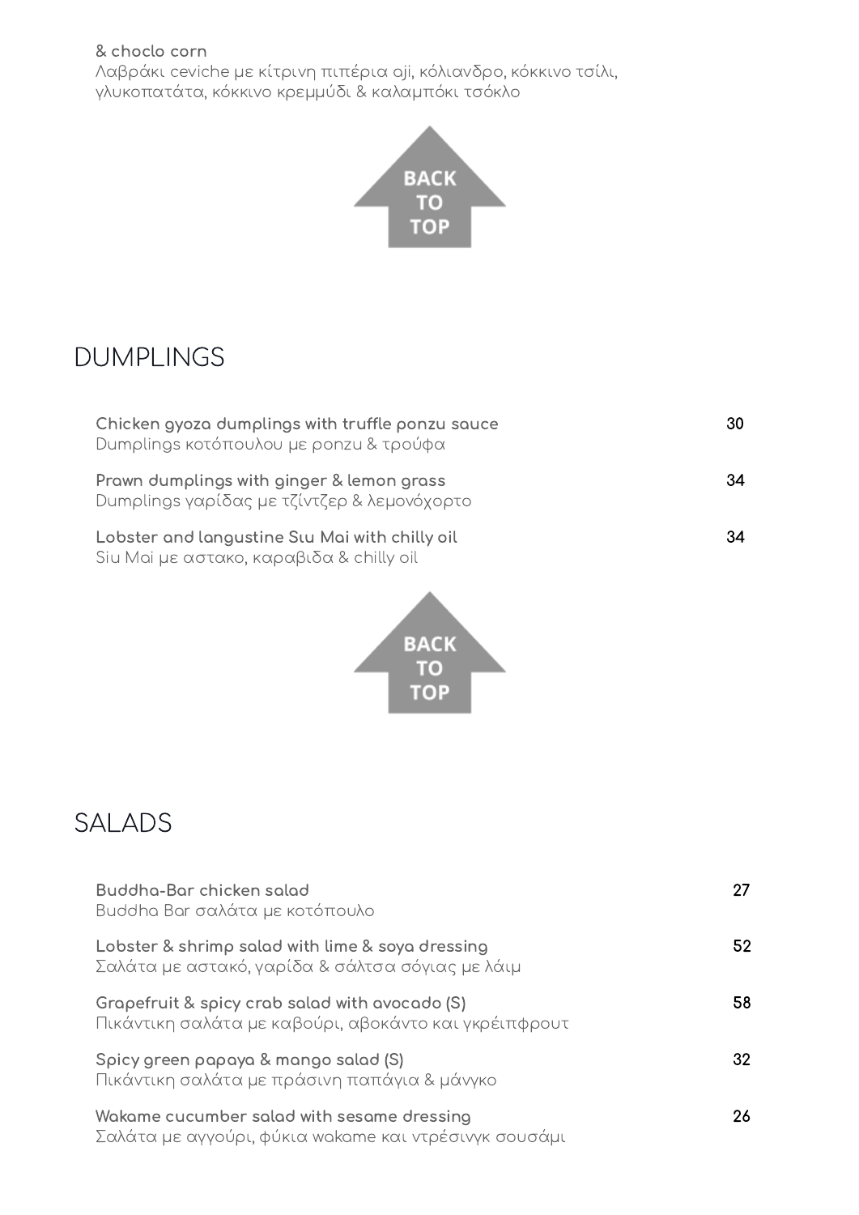**& choclo corn**
Λαβράκι ceviche με κίτρινη πιπέρια aji, κόλιανδρο, κόκκινο τσίλι, γλυκοπατάτα, κόκκινο κρεμμύδι & καλαμπόκι τσόκλο

BACK TO TOP

## DUMPLINGS

**Chicken gyoza dumplings with truffle ponzu sauce** 30
Dumplings κοτόπουλου με ponzu & τρούφα

**Prawn dumplings with ginger & lemon grass** 34
Dumplings γαρίδας με τζίντζερ & λεμονόχορτο

**Lobster and langustine Siu Mai with chilly oil** 34
Siu Mai με αστακο, καραβιδα & chilly oil

BACK TO TOP

## SALADS

**Buddha-Bar chicken salad** 27
Buddha Bar σαλάτα με κοτόπουλο

**Lobster & shrimp salad with lime & soya dressing** 52
Σαλάτα με αστακό, γαρίδα & σάλτσα σόγιας με λάιμ

**Grapefruit & spicy crab salad with avocado (S)** 58
Πικάντικη σαλάτα με καβούρι, αβοκάντο και γκρέιπφρουτ

**Spicy green papaya & mango salad (S)** 32
Πικάντικη σαλάτα με πράσινη παπάγια & μάνγκο

**Wakame cucumber salad with sesame dressing** 26
Σαλάτα με αγγούρι, φύκια wakame και ντρέσινγκ σουσάμι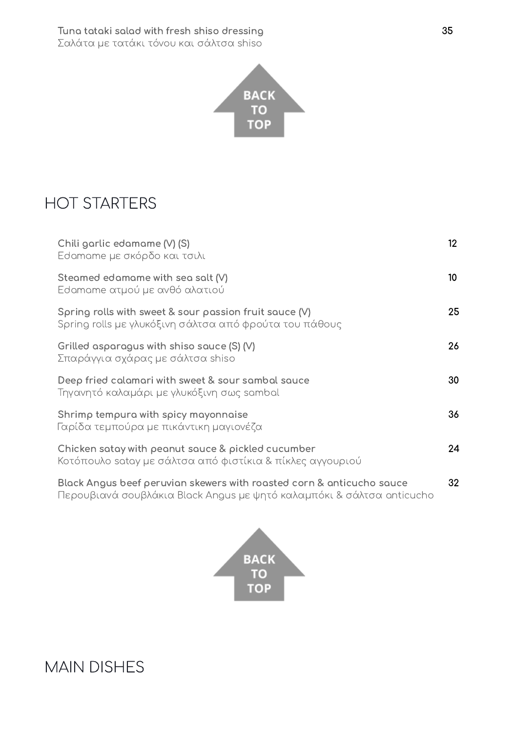**Tuna tataki salad with fresh shiso dressing** 35
Σαλάτα με τατάκι τόνου και σάλτσα shiso

BACK TO TOP

## HOT STARTERS

**Chili garlic edamame (V) (S)** 12
Edamame με σκόρδο και τσίλι

**Steamed edamame with sea salt (V)** 10
Edamame ατμού με ανθό αλατιού

**Spring rolls with sweet & sour passion fruit sauce (V)** 25
Spring rolls με γλυκόξινη σάλτσα από φρούτα του πάθους

**Grilled asparagus with shiso sauce (S) (V)** 26
Σπαράγγια σχάρας με σάλτσα shiso

**Deep fried calamari with sweet & sour sambal sauce** 30
Τηγανητό καλαμάρι με γλυκόξινη σως sambal

**Shrimp tempura with spicy mayonnaise** 36
Γαρίδα τεμπούρα με πικάντικη μαγιονέζα

**Chicken satay with peanut sauce & pickled cucumber** 24
Κοτόπουλο satay με σάλτσα από φιστίκια & πίκλες αγγουριού

**Black Angus beef peruvian skewers with roasted corn & anticucho sauce** 32
Περουβιανά σουβλάκια Black Angus με ψητό καλαμπόκι & σάλτσα anticucho

BACK TO TOP

## MAIN DISHES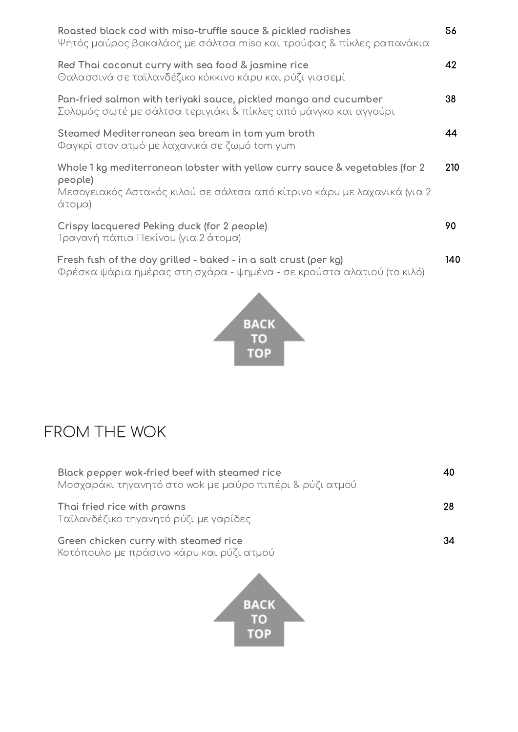**Roasted black cod with miso-truffle sauce & pickled radishes** 56
Ψητός μαύρος βακαλάος με σάλτσα miso και τρούφας & πίκλες ραπανάκια

**Red Thai coconut curry with sea food & jasmine rice** 42
Θαλασσινά σε ταϊλανδέζικο κόκκινο κάρυ και ρύζι γιασεμί

**Pan-fried salmon with teriyaki sauce, pickled mango and cucumber** 38
Σολομός σωτέ με σάλτσα τεριγιάκι & πίκλες από μάνγκο και αγγούρι

**Steamed Mediterranean sea bream in tom yum broth** 44
Φαγκρί στον ατμό με λαχανικά σε ζωμό tom yum

**Whole 1 kg mediterranean lobster with yellow curry sauce & vegetables (for 2 people)** 210
Μεσογειακός Αστακός κιλού σε σάλτσα από κίτρινο κάρυ με λαχανικά (για 2 άτομα)

**Crispy lacquered Peking duck (for 2 people)** 90
Τραγανή πάπια Πεκίνου (για 2 άτομα)

**Fresh fish of the day grilled - baked - in a salt crust (per kg)** 140
Φρέσκα ψάρια ημέρας στη σχάρα - ψημένα - σε κρούστα αλατιού (το κιλό)

BACK TO TOP

## FROM THE WOK

**Black pepper wok-fried beef with steamed rice** 40
Μοσχαράκι τηγανητό στο wok με μαύρο πιπέρι & ρύζι ατμού

**Thai fried rice with prawns** 28
Ταϊλανδέζικο τηγανητό ρύζι με γαρίδες

**Green chicken curry with steamed rice** 34
Κοτόπουλο με πράσινο κάρυ και ρύζι ατμού

BACK TO TOP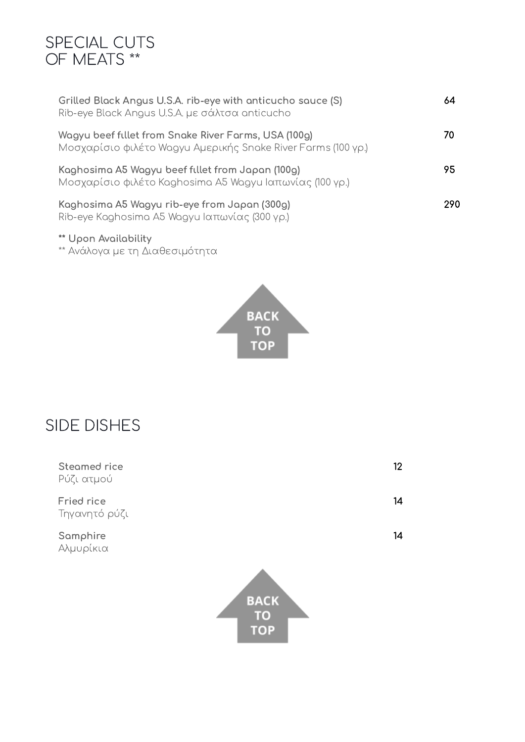# SPECIAL CUTS OF MEATS **

| Item | Price |
| --- | --- |
| **Grilled Black Angus U.S.A. rib-eye with anticucho sauce (S)**<br>Rib-eye Black Angus U.S.A. με σάλτσα anticucho | 64 |
| **Wagyu beef fillet from Snake River Farms, USA (100g)**<br>Μοσχαρίσιο φιλέτο Wagyu Αμερικής Snake River Farms (100 γρ.) | 70 |
| **Kaghosima A5 Wagyu beef fillet from Japan (100g)**<br>Μοσχαρίσιο φιλέτο Kaghosima A5 Wagyu Ιαπωνίας (100 γρ.) | 95 |
| **Kaghosima A5 Wagyu rib-eye from Japan (300g)**<br>Rib-eye Kaghosima A5 Wagyu Ιαπωνίας (300 γρ.) | 290 |

**** Upon Availability**
** Ανάλογα με τη Διαθεσιμότητα

BACK TO TOP

# SIDE DISHES

| Item | Price |
| --- | --- |
| **Steamed rice**<br>Ρύζι ατμού | 12 |
| **Fried rice**<br>Τηγανητό ρύζι | 14 |
| **Samphire**<br>Αλμυρίκια | 14 |

BACK TO TOP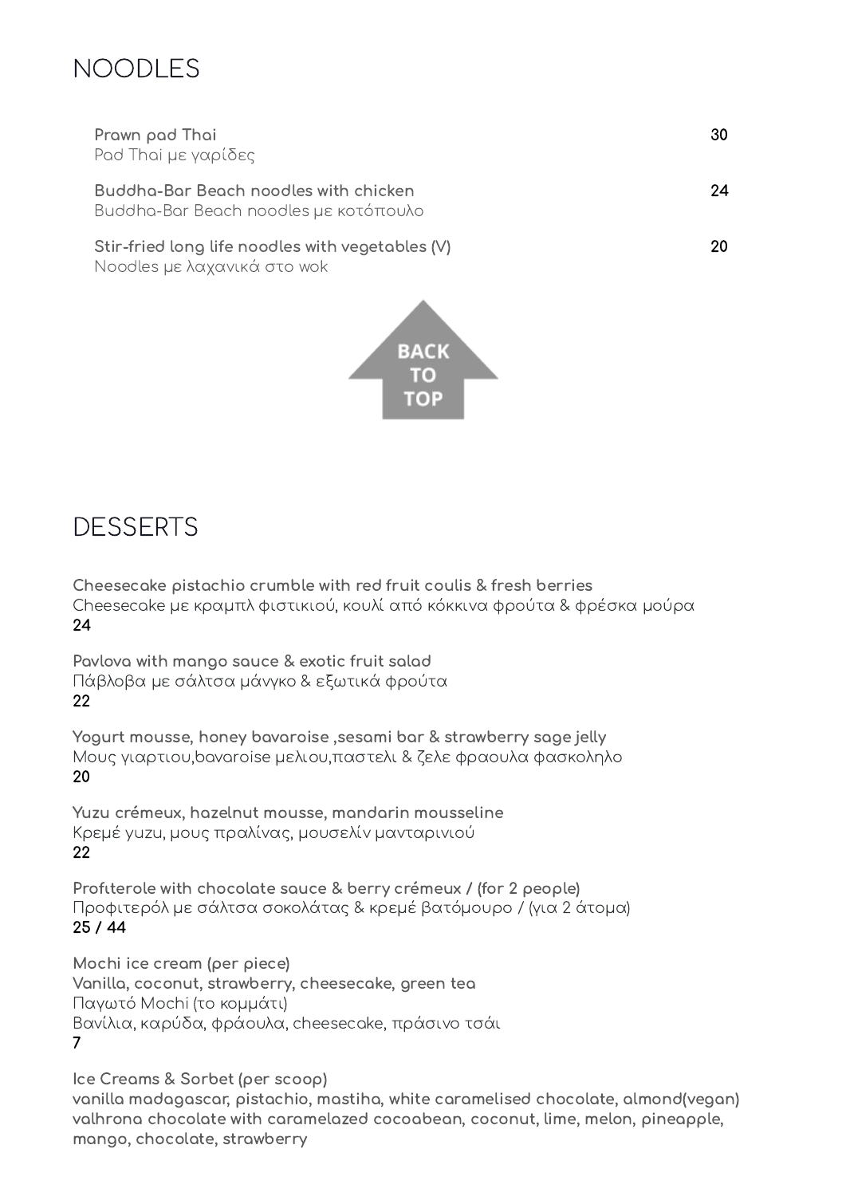## NOODLES

| | |
|---|---|
| **Prawn pad Thai**<br>Pad Thai με γαρίδες | 30 |
| **Buddha-Bar Beach noodles with chicken**<br>Buddha-Bar Beach noodles με κοτόπουλο | 24 |
| **Stir-fried long life noodles with vegetables (V)**<br>Noodles με λαχανικά στο wok | 20 |

BACK TO TOP

## DESSERTS

**Cheesecake pistachio crumble with red fruit coulis & fresh berries**
Cheesecake με κραμπλ φιστικιού, κουλί από κόκκινα φρούτα & φρέσκα μούρα
24

**Pavlova with mango sauce & exotic fruit salad**
Πάβλοβα με σάλτσα μάνγκο & εξωτικά φρούτα
22

**Yogurt mousse, honey bavaroise ,sesami bar & strawberry sage jelly**
Μους γιαρτιου,bavaroise μελιου,παστελι & ζελε φραουλα φασκοληλο
20

**Yuzu crémeux, hazelnut mousse, mandarin mousseline**
Κρεμέ yuzu, μους πραλίνας, μουσελίν μανταρινιού
22

**Profiterole with chocolate sauce & berry crémeux / (for 2 people)**
Προφιτερόλ με σάλτσα σοκολάτας & κρεμέ βατόμουρο / (για 2 άτομα)
25 / 44

**Mochi ice cream (per piece)**
**Vanilla, coconut, strawberry, cheesecake, green tea**
Παγωτό Mochi (το κομμάτι)
Βανίλια, καρύδα, φράουλα, cheesecake, πράσινο τσάι
7

**Ice Creams & Sorbet (per scoop)**
**vanilla madagascar, pistachio, mastiha, white caramelised chocolate, almond(vegan) valhrona chocolate with caramelazed cocoabean, coconut, lime, melon, pineapple, mango, chocolate, strawberry**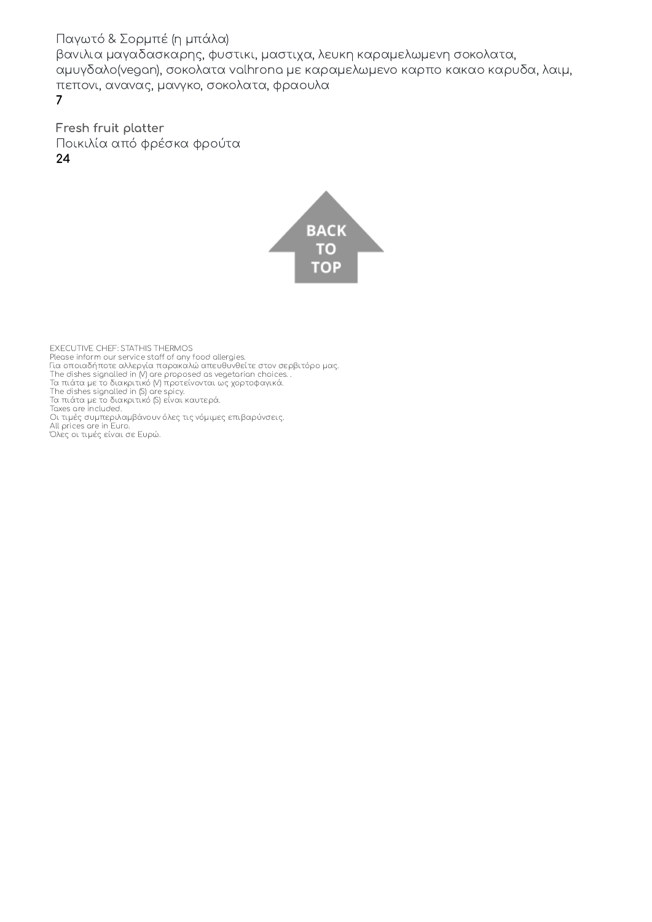Παγωτό & Σορμπέ (η μπάλα)
βανιλια μαγαδασκαρης, φυστικι, μαστιχα, λευκη καραμελωμενη σοκολατα, αμυγδαλο(vegan), σοκολατα valhrona με καραμελωμενο καρπο κακαο καρυδα, λαιμ, πεπονι, ανανας, μανγκο, σοκολατα, φραουλα
**7**

**Fresh fruit platter**
Ποικιλία από φρέσκα φρούτα
**24**

BACK TO TOP

EXECUTIVE CHEF: STATHIS THERMOS
Please inform our service staff of any food allergies.
Για οποιαδήποτε αλλεργία παρακαλώ απευθυνθείτε στον σερβιτόρο μας.
The dishes signalled in (V) are proposed as vegetarian choices. .
Τα πιάτα με το διακριτικό (V) προτείνονται ως χορτοφαγικά.
The dishes signalled in (S) are spicy.
Τα πιάτα με το διακριτικό (S) είναι καυτερά.
Taxes are included.
Οι τιμές συμπεριλαμβάνουν όλες τις νόμιμες επιβαρύνσεις.
All prices are in Euro.
Όλες οι τιμές είναι σε Ευρώ.